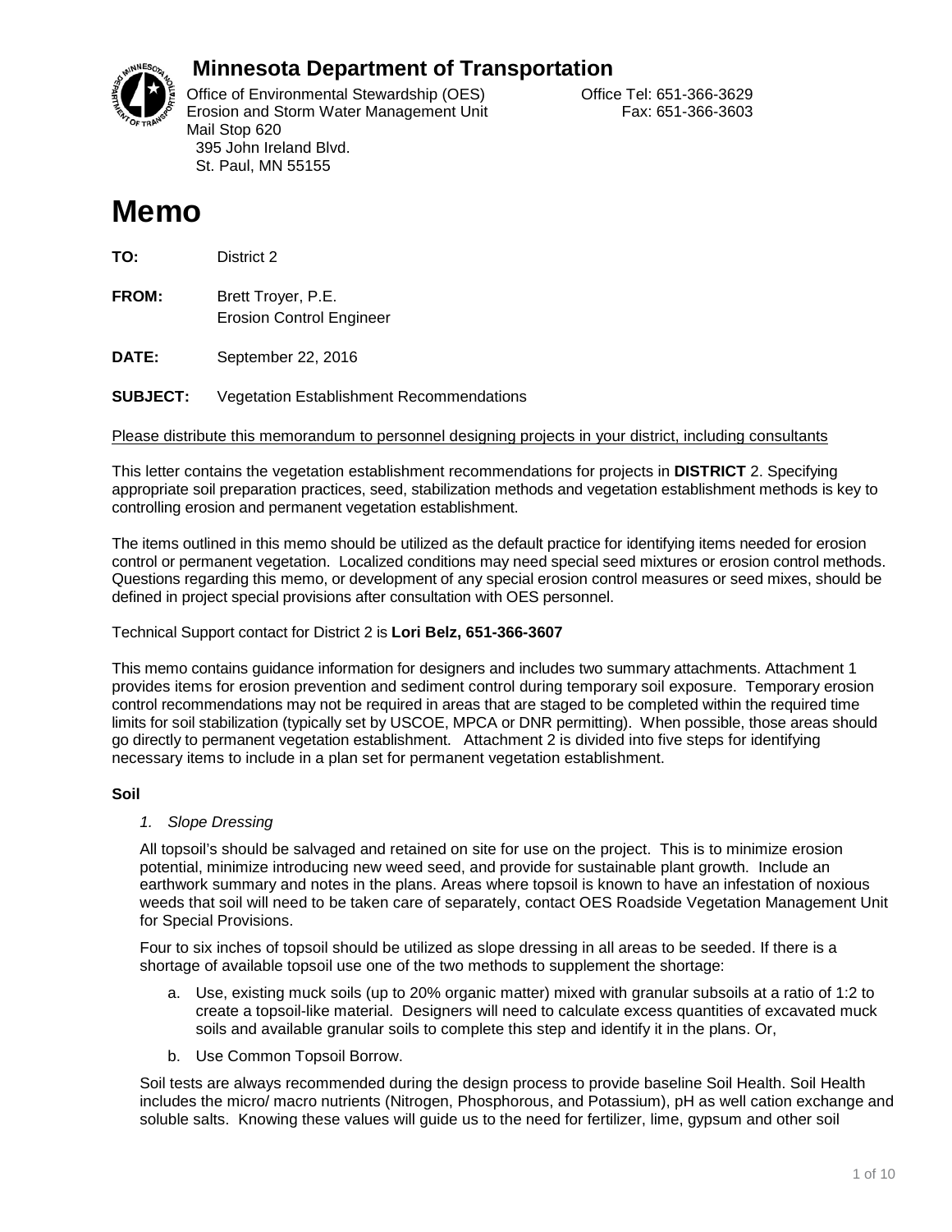## Minnesota Department of Transportation

Office of Environmental Stewardship (OES)
Erosion and Storm Water Management Unit
Mail Stop 620
395 John Ireland Blvd.
St. Paul, MN 55155

Office Tel: 651-366-3629
Fax: 651-366-3603

# Memo

**TO:** District 2

**FROM:** Brett Troyer, P.E.
Erosion Control Engineer

**DATE:** September 22, 2016

**SUBJECT:** Vegetation Establishment Recommendations

Please distribute this memorandum to personnel designing projects in your district, including consultants

This letter contains the vegetation establishment recommendations for projects in **DISTRICT** 2. Specifying appropriate soil preparation practices, seed, stabilization methods and vegetation establishment methods is key to controlling erosion and permanent vegetation establishment.

The items outlined in this memo should be utilized as the default practice for identifying items needed for erosion control or permanent vegetation. Localized conditions may need special seed mixtures or erosion control methods. Questions regarding this memo, or development of any special erosion control measures or seed mixes, should be defined in project special provisions after consultation with OES personnel.

Technical Support contact for District 2 is **Lori Belz, 651-366-3607**

This memo contains guidance information for designers and includes two summary attachments. Attachment 1 provides items for erosion prevention and sediment control during temporary soil exposure. Temporary erosion control recommendations may not be required in areas that are staged to be completed within the required time limits for soil stabilization (typically set by USCOE, MPCA or DNR permitting). When possible, those areas should go directly to permanent vegetation establishment. Attachment 2 is divided into five steps for identifying necessary items to include in a plan set for permanent vegetation establishment.

### Soil

1. *Slope Dressing*

   All topsoil's should be salvaged and retained on site for use on the project. This is to minimize erosion potential, minimize introducing new weed seed, and provide for sustainable plant growth. Include an earthwork summary and notes in the plans. Areas where topsoil is known to have an infestation of noxious weeds that soil will need to be taken care of separately, contact OES Roadside Vegetation Management Unit for Special Provisions.

   Four to six inches of topsoil should be utilized as slope dressing in all areas to be seeded. If there is a shortage of available topsoil use one of the two methods to supplement the shortage:

   a. Use, existing muck soils (up to 20% organic matter) mixed with granular subsoils at a ratio of 1:2 to create a topsoil-like material. Designers will need to calculate excess quantities of excavated muck soils and available granular soils to complete this step and identify it in the plans. Or,

   b. Use Common Topsoil Borrow.

   Soil tests are always recommended during the design process to provide baseline Soil Health. Soil Health includes the micro/ macro nutrients (Nitrogen, Phosphorous, and Potassium), pH as well cation exchange and soluble salts. Knowing these values will guide us to the need for fertilizer, lime, gypsum and other soil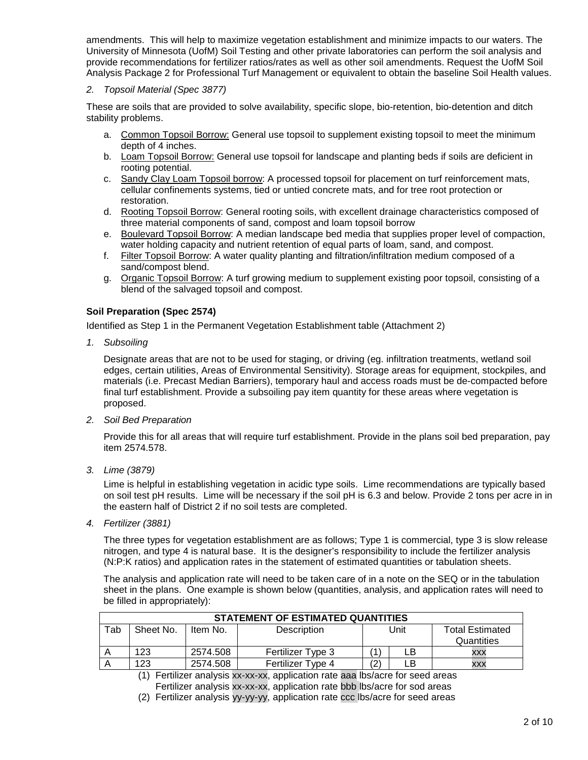amendments. This will help to maximize vegetation establishment and minimize impacts to our waters. The University of Minnesota (UofM) Soil Testing and other private laboratories can perform the soil analysis and provide recommendations for fertilizer ratios/rates as well as other soil amendments. Request the UofM Soil Analysis Package 2 for Professional Turf Management or equivalent to obtain the baseline Soil Health values.

2. *Topsoil Material (Spec 3877)*

These are soils that are provided to solve availability, specific slope, bio-retention, bio-detention and ditch stability problems.

a. Common Topsoil Borrow: General use topsoil to supplement existing topsoil to meet the minimum depth of 4 inches.
b. Loam Topsoil Borrow: General use topsoil for landscape and planting beds if soils are deficient in rooting potential.
c. Sandy Clay Loam Topsoil borrow: A processed topsoil for placement on turf reinforcement mats, cellular confinements systems, tied or untied concrete mats, and for tree root protection or restoration.
d. Rooting Topsoil Borrow: General rooting soils, with excellent drainage characteristics composed of three material components of sand, compost and loam topsoil borrow
e. Boulevard Topsoil Borrow: A median landscape bed media that supplies proper level of compaction, water holding capacity and nutrient retention of equal parts of loam, sand, and compost.
f. Filter Topsoil Borrow: A water quality planting and filtration/infiltration medium composed of a sand/compost blend.
g. Organic Topsoil Borrow: A turf growing medium to supplement existing poor topsoil, consisting of a blend of the salvaged topsoil and compost.

**Soil Preparation (Spec 2574)**

Identified as Step 1 in the Permanent Vegetation Establishment table (Attachment 2)

1. *Subsoiling*

Designate areas that are not to be used for staging, or driving (eg. infiltration treatments, wetland soil edges, certain utilities, Areas of Environmental Sensitivity). Storage areas for equipment, stockpiles, and materials (i.e. Precast Median Barriers), temporary haul and access roads must be de-compacted before final turf establishment. Provide a subsoiling pay item quantity for these areas where vegetation is proposed.

2. *Soil Bed Preparation*

Provide this for all areas that will require turf establishment. Provide in the plans soil bed preparation, pay item 2574.578.

3. *Lime (3879)*

Lime is helpful in establishing vegetation in acidic type soils. Lime recommendations are typically based on soil test pH results. Lime will be necessary if the soil pH is 6.3 and below. Provide 2 tons per acre in in the eastern half of District 2 if no soil tests are completed.

4. *Fertilizer (3881)*

The three types for vegetation establishment are as follows; Type 1 is commercial, type 3 is slow release nitrogen, and type 4 is natural base. It is the designer's responsibility to include the fertilizer analysis (N:P:K ratios) and application rates in the statement of estimated quantities or tabulation sheets.

The analysis and application rate will need to be taken care of in a note on the SEQ or in the tabulation sheet in the plans. One example is shown below (quantities, analysis, and application rates will need to be filled in appropriately):

| STATEMENT OF ESTIMATED QUANTITIES | | | | | | |
|---|---|---|---|---|---|---|
| Tab | Sheet No. | Item No. | Description | Unit | | Total Estimated Quantities |
| A | 123 | 2574.508 | Fertilizer Type 3 | (1) | LB | xxx |
| A | 123 | 2574.508 | Fertilizer Type 4 | (2) | LB | xxx |

(1) Fertilizer analysis xx-xx-xx, application rate aaa lbs/acre for seed areas
Fertilizer analysis xx-xx-xx, application rate bbb lbs/acre for sod areas

(2) Fertilizer analysis yy-yy-yy, application rate ccc lbs/acre for seed areas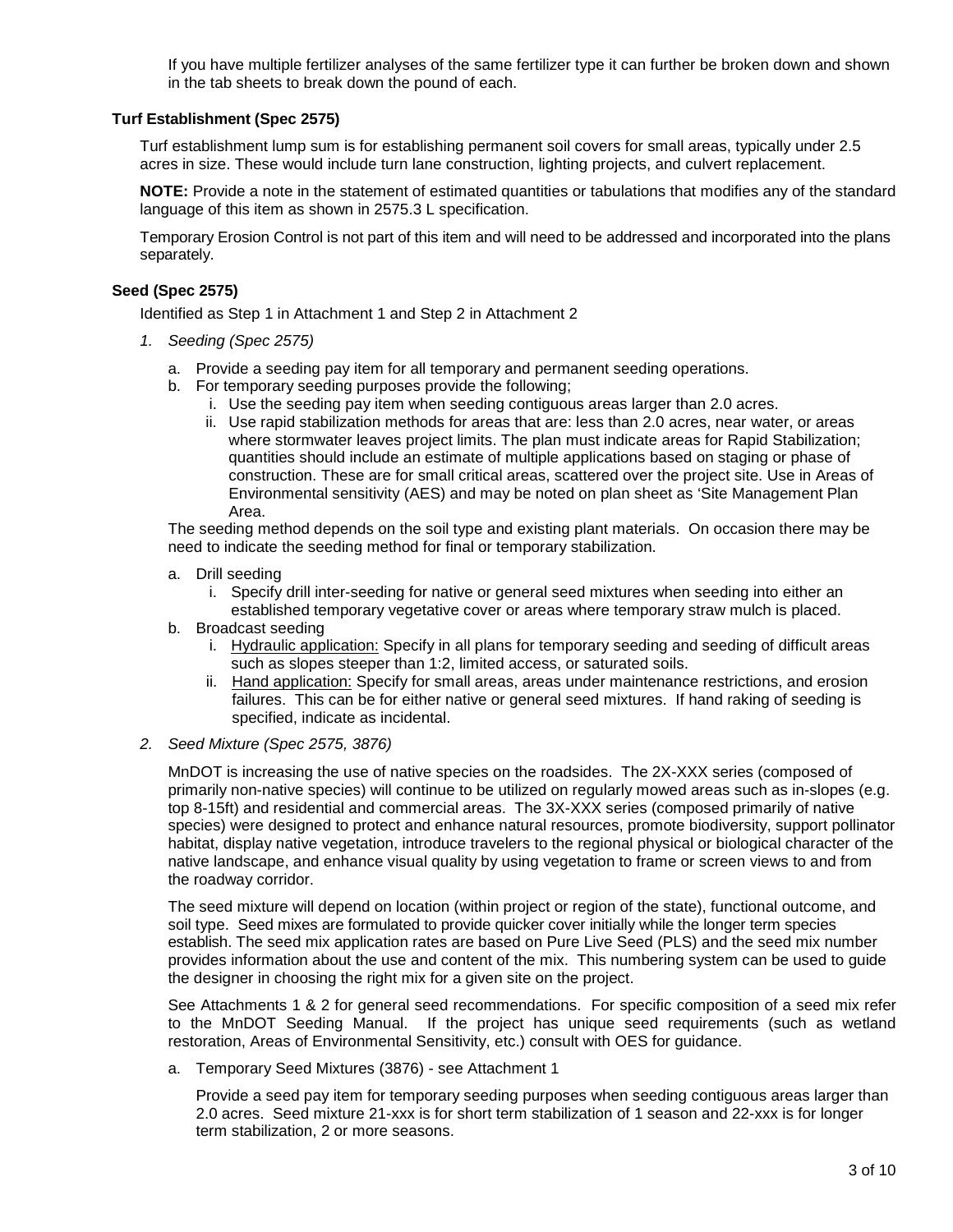If you have multiple fertilizer analyses of the same fertilizer type it can further be broken down and shown in the tab sheets to break down the pound of each.

### Turf Establishment (Spec 2575)

Turf establishment lump sum is for establishing permanent soil covers for small areas, typically under 2.5 acres in size. These would include turn lane construction, lighting projects, and culvert replacement.

**NOTE:** Provide a note in the statement of estimated quantities or tabulations that modifies any of the standard language of this item as shown in 2575.3 L specification.

Temporary Erosion Control is not part of this item and will need to be addressed and incorporated into the plans separately.

### Seed (Spec 2575)

Identified as Step 1 in Attachment 1 and Step 2 in Attachment 2

1. *Seeding (Spec 2575)*
   a. Provide a seeding pay item for all temporary and permanent seeding operations.
   b. For temporary seeding purposes provide the following;
      i. Use the seeding pay item when seeding contiguous areas larger than 2.0 acres.
      ii. Use rapid stabilization methods for areas that are: less than 2.0 acres, near water, or areas where stormwater leaves project limits. The plan must indicate areas for Rapid Stabilization; quantities should include an estimate of multiple applications based on staging or phase of construction. These are for small critical areas, scattered over the project site. Use in Areas of Environmental sensitivity (AES) and may be noted on plan sheet as 'Site Management Plan Area.

   The seeding method depends on the soil type and existing plant materials. On occasion there may be need to indicate the seeding method for final or temporary stabilization.

   a. Drill seeding
      i. Specify drill inter-seeding for native or general seed mixtures when seeding into either an established temporary vegetative cover or areas where temporary straw mulch is placed.
   b. Broadcast seeding
      i. Hydraulic application: Specify in all plans for temporary seeding and seeding of difficult areas such as slopes steeper than 1:2, limited access, or saturated soils.
      ii. Hand application: Specify for small areas, areas under maintenance restrictions, and erosion failures. This can be for either native or general seed mixtures. If hand raking of seeding is specified, indicate as incidental.

2. *Seed Mixture (Spec 2575, 3876)*

   MnDOT is increasing the use of native species on the roadsides. The 2X-XXX series (composed of primarily non-native species) will continue to be utilized on regularly mowed areas such as in-slopes (e.g. top 8-15ft) and residential and commercial areas. The 3X-XXX series (composed primarily of native species) were designed to protect and enhance natural resources, promote biodiversity, support pollinator habitat, display native vegetation, introduce travelers to the regional physical or biological character of the native landscape, and enhance visual quality by using vegetation to frame or screen views to and from the roadway corridor.

   The seed mixture will depend on location (within project or region of the state), functional outcome, and soil type. Seed mixes are formulated to provide quicker cover initially while the longer term species establish. The seed mix application rates are based on Pure Live Seed (PLS) and the seed mix number provides information about the use and content of the mix. This numbering system can be used to guide the designer in choosing the right mix for a given site on the project.

   See Attachments 1 & 2 for general seed recommendations. For specific composition of a seed mix refer to the MnDOT Seeding Manual. If the project has unique seed requirements (such as wetland restoration, Areas of Environmental Sensitivity, etc.) consult with OES for guidance.

   a. Temporary Seed Mixtures (3876) - see Attachment 1

      Provide a seed pay item for temporary seeding purposes when seeding contiguous areas larger than 2.0 acres. Seed mixture 21-xxx is for short term stabilization of 1 season and 22-xxx is for longer term stabilization, 2 or more seasons.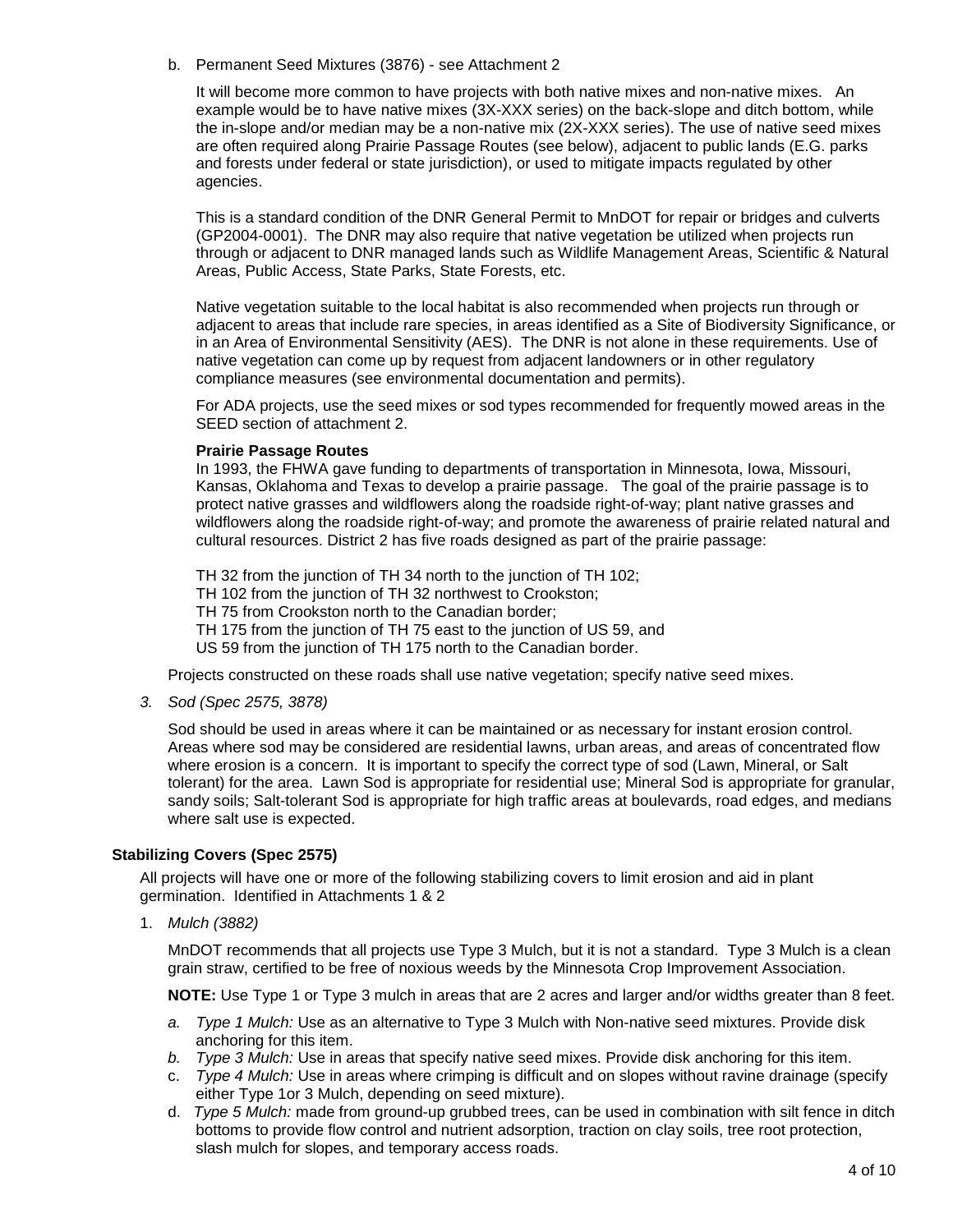b. Permanent Seed Mixtures (3876) - see Attachment 2

   It will become more common to have projects with both native mixes and non-native mixes. An example would be to have native mixes (3X-XXX series) on the back-slope and ditch bottom, while the in-slope and/or median may be a non-native mix (2X-XXX series). The use of native seed mixes are often required along Prairie Passage Routes (see below), adjacent to public lands (E.G. parks and forests under federal or state jurisdiction), or used to mitigate impacts regulated by other agencies.

   This is a standard condition of the DNR General Permit to MnDOT for repair or bridges and culverts (GP2004-0001). The DNR may also require that native vegetation be utilized when projects run through or adjacent to DNR managed lands such as Wildlife Management Areas, Scientific & Natural Areas, Public Access, State Parks, State Forests, etc.

   Native vegetation suitable to the local habitat is also recommended when projects run through or adjacent to areas that include rare species, in areas identified as a Site of Biodiversity Significance, or in an Area of Environmental Sensitivity (AES). The DNR is not alone in these requirements. Use of native vegetation can come up by request from adjacent landowners or in other regulatory compliance measures (see environmental documentation and permits).

   For ADA projects, use the seed mixes or sod types recommended for frequently mowed areas in the SEED section of attachment 2.

   **Prairie Passage Routes**
   In 1993, the FHWA gave funding to departments of transportation in Minnesota, Iowa, Missouri, Kansas, Oklahoma and Texas to develop a prairie passage. The goal of the prairie passage is to protect native grasses and wildflowers along the roadside right-of-way; plant native grasses and wildflowers along the roadside right-of-way; and promote the awareness of prairie related natural and cultural resources. District 2 has five roads designed as part of the prairie passage:

   TH 32 from the junction of TH 34 north to the junction of TH 102;
   TH 102 from the junction of TH 32 northwest to Crookston;
   TH 75 from Crookston north to the Canadian border;
   TH 175 from the junction of TH 75 east to the junction of US 59, and
   US 59 from the junction of TH 175 north to the Canadian border.

   Projects constructed on these roads shall use native vegetation; specify native seed mixes.

3. *Sod (Spec 2575, 3878)*

   Sod should be used in areas where it can be maintained or as necessary for instant erosion control. Areas where sod may be considered are residential lawns, urban areas, and areas of concentrated flow where erosion is a concern. It is important to specify the correct type of sod (Lawn, Mineral, or Salt tolerant) for the area. Lawn Sod is appropriate for residential use; Mineral Sod is appropriate for granular, sandy soils; Salt-tolerant Sod is appropriate for high traffic areas at boulevards, road edges, and medians where salt use is expected.

### Stabilizing Covers (Spec 2575)

All projects will have one or more of the following stabilizing covers to limit erosion and aid in plant germination. Identified in Attachments 1 & 2

1. *Mulch (3882)*

   MnDOT recommends that all projects use Type 3 Mulch, but it is not a standard. Type 3 Mulch is a clean grain straw, certified to be free of noxious weeds by the Minnesota Crop Improvement Association.

   **NOTE:** Use Type 1 or Type 3 mulch in areas that are 2 acres and larger and/or widths greater than 8 feet.

   a. *Type 1 Mulch:* Use as an alternative to Type 3 Mulch with Non-native seed mixtures. Provide disk anchoring for this item.
   b. *Type 3 Mulch:* Use in areas that specify native seed mixes. Provide disk anchoring for this item.
   c. *Type 4 Mulch:* Use in areas where crimping is difficult and on slopes without ravine drainage (specify either Type 1or 3 Mulch, depending on seed mixture).
   d. *Type 5 Mulch:* made from ground-up grubbed trees, can be used in combination with silt fence in ditch bottoms to provide flow control and nutrient adsorption, traction on clay soils, tree root protection, slash mulch for slopes, and temporary access roads.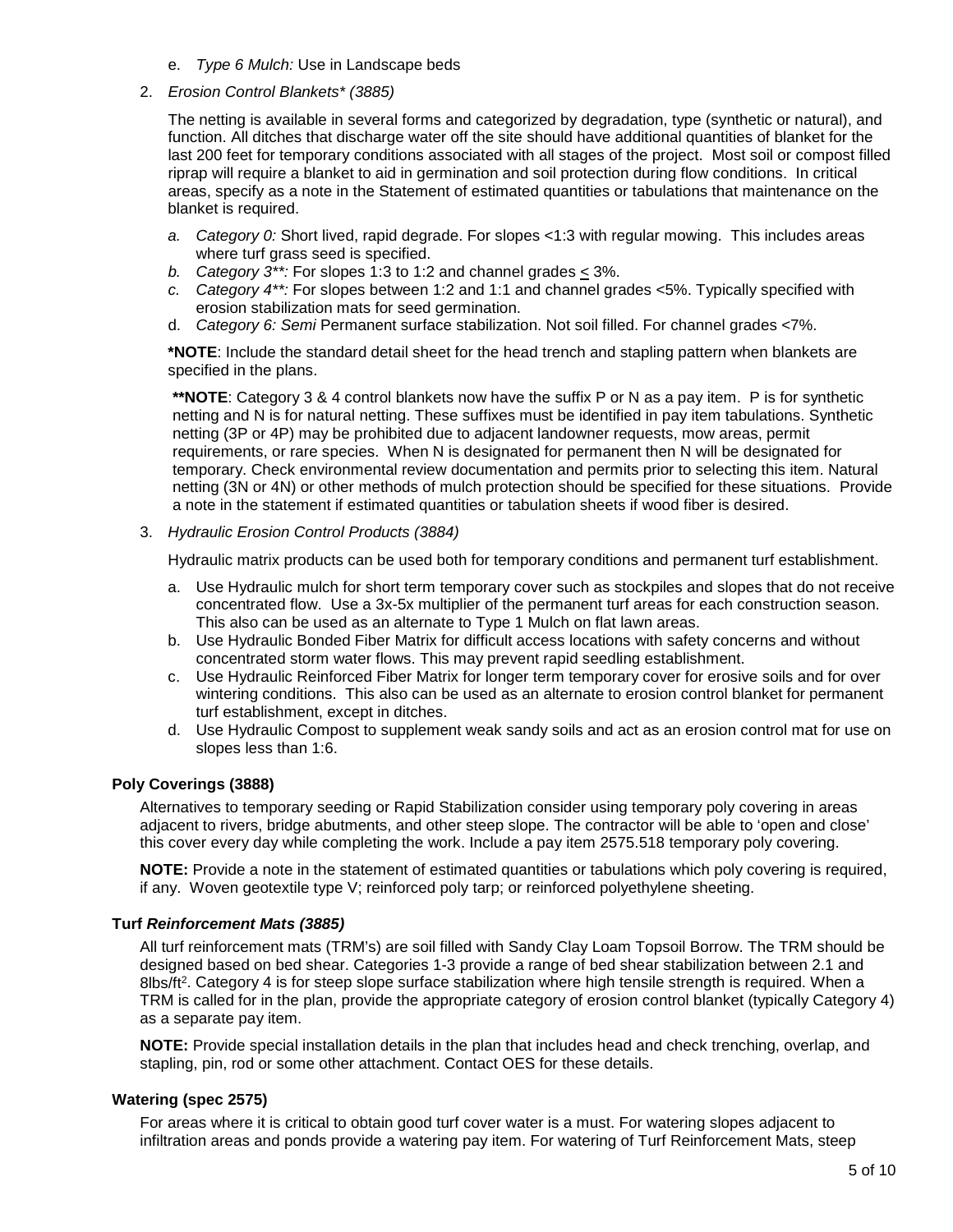e. *Type 6 Mulch:* Use in Landscape beds

2. *Erosion Control Blankets\* (3885)*

   The netting is available in several forms and categorized by degradation, type (synthetic or natural), and function. All ditches that discharge water off the site should have additional quantities of blanket for the last 200 feet for temporary conditions associated with all stages of the project. Most soil or compost filled riprap will require a blanket to aid in germination and soil protection during flow conditions. In critical areas, specify as a note in the Statement of estimated quantities or tabulations that maintenance on the blanket is required.

   a. *Category 0:* Short lived, rapid degrade. For slopes <1:3 with regular mowing. This includes areas where turf grass seed is specified.
   b. *Category 3\*\*:* For slopes 1:3 to 1:2 and channel grades ≤ 3%.
   c. *Category 4\*\*:* For slopes between 1:2 and 1:1 and channel grades <5%. Typically specified with erosion stabilization mats for seed germination.
   d. *Category 6: Semi* Permanent surface stabilization. Not soil filled. For channel grades <7%.

   **\*NOTE**: Include the standard detail sheet for the head trench and stapling pattern when blankets are specified in the plans.

   **\*\*NOTE**: Category 3 & 4 control blankets now have the suffix P or N as a pay item. P is for synthetic netting and N is for natural netting. These suffixes must be identified in pay item tabulations. Synthetic netting (3P or 4P) may be prohibited due to adjacent landowner requests, mow areas, permit requirements, or rare species. When N is designated for permanent then N will be designated for temporary. Check environmental review documentation and permits prior to selecting this item. Natural netting (3N or 4N) or other methods of mulch protection should be specified for these situations. Provide a note in the statement if estimated quantities or tabulation sheets if wood fiber is desired.

3. *Hydraulic Erosion Control Products (3884)*

   Hydraulic matrix products can be used both for temporary conditions and permanent turf establishment.

   a. Use Hydraulic mulch for short term temporary cover such as stockpiles and slopes that do not receive concentrated flow. Use a 3x-5x multiplier of the permanent turf areas for each construction season. This also can be used as an alternate to Type 1 Mulch on flat lawn areas.
   b. Use Hydraulic Bonded Fiber Matrix for difficult access locations with safety concerns and without concentrated storm water flows. This may prevent rapid seedling establishment.
   c. Use Hydraulic Reinforced Fiber Matrix for longer term temporary cover for erosive soils and for over wintering conditions. This also can be used as an alternate to erosion control blanket for permanent turf establishment, except in ditches.
   d. Use Hydraulic Compost to supplement weak sandy soils and act as an erosion control mat for use on slopes less than 1:6.

### Poly Coverings (3888)

Alternatives to temporary seeding or Rapid Stabilization consider using temporary poly covering in areas adjacent to rivers, bridge abutments, and other steep slope. The contractor will be able to 'open and close' this cover every day while completing the work. Include a pay item 2575.518 temporary poly covering.

**NOTE:** Provide a note in the statement of estimated quantities or tabulations which poly covering is required, if any. Woven geotextile type V; reinforced poly tarp; or reinforced polyethylene sheeting.

### Turf *Reinforcement Mats (3885)*

All turf reinforcement mats (TRM's) are soil filled with Sandy Clay Loam Topsoil Borrow. The TRM should be designed based on bed shear. Categories 1-3 provide a range of bed shear stabilization between 2.1 and 8lbs/ft$^2$. Category 4 is for steep slope surface stabilization where high tensile strength is required. When a TRM is called for in the plan, provide the appropriate category of erosion control blanket (typically Category 4) as a separate pay item.

**NOTE:** Provide special installation details in the plan that includes head and check trenching, overlap, and stapling, pin, rod or some other attachment. Contact OES for these details.

### Watering (spec 2575)

For areas where it is critical to obtain good turf cover water is a must. For watering slopes adjacent to infiltration areas and ponds provide a watering pay item. For watering of Turf Reinforcement Mats, steep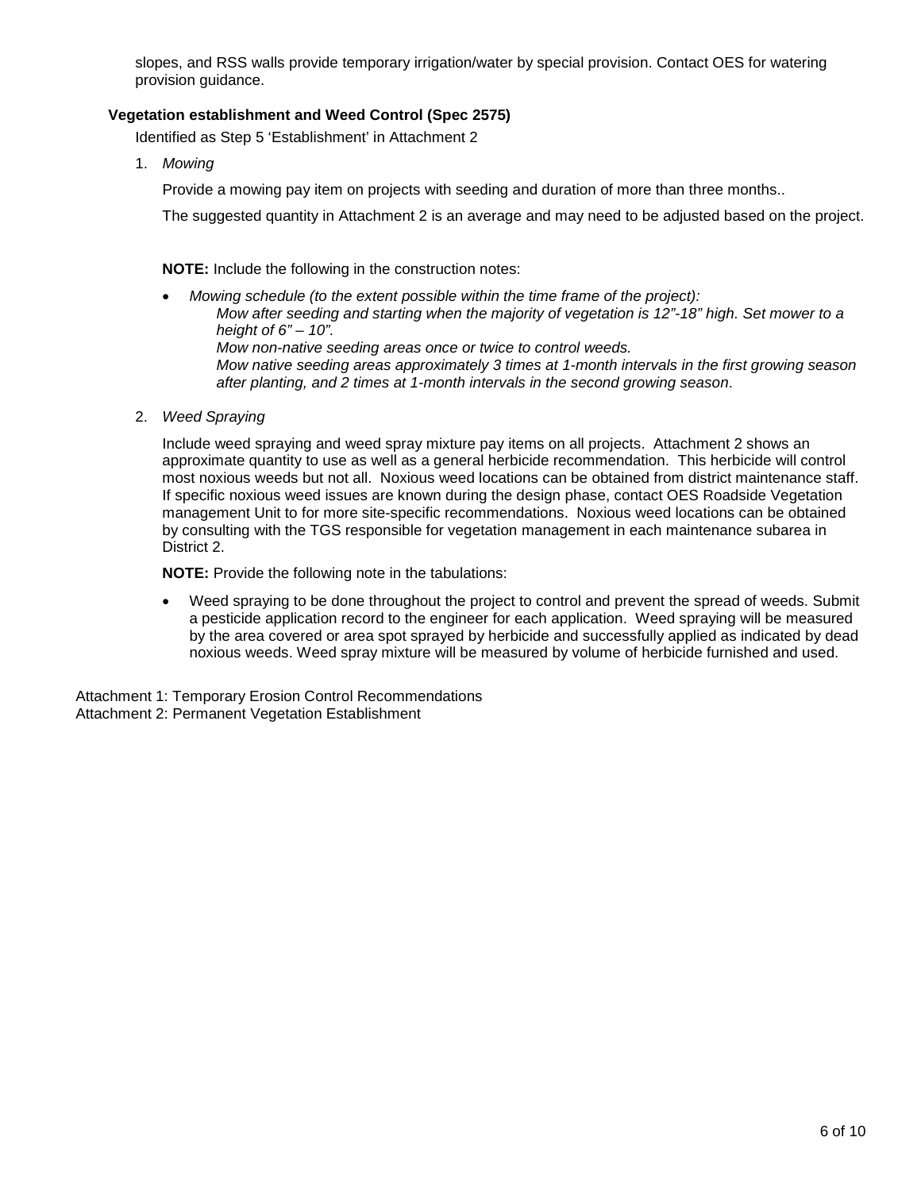slopes, and RSS walls provide temporary irrigation/water by special provision. Contact OES for watering provision guidance.

### Vegetation establishment and Weed Control (Spec 2575)

Identified as Step 5 'Establishment' in Attachment 2

1. *Mowing*

   Provide a mowing pay item on projects with seeding and duration of more than three months..

   The suggested quantity in Attachment 2 is an average and may need to be adjusted based on the project.

   **NOTE:** Include the following in the construction notes:

   - *Mowing schedule (to the extent possible within the time frame of the project):*
     *Mow after seeding and starting when the majority of vegetation is 12"-18" high. Set mower to a height of 6" – 10".*
     *Mow non-native seeding areas once or twice to control weeds.*
     *Mow native seeding areas approximately 3 times at 1-month intervals in the first growing season after planting, and 2 times at 1-month intervals in the second growing season*.

2. *Weed Spraying*

   Include weed spraying and weed spray mixture pay items on all projects. Attachment 2 shows an approximate quantity to use as well as a general herbicide recommendation. This herbicide will control most noxious weeds but not all. Noxious weed locations can be obtained from district maintenance staff. If specific noxious weed issues are known during the design phase, contact OES Roadside Vegetation management Unit to for more site-specific recommendations. Noxious weed locations can be obtained by consulting with the TGS responsible for vegetation management in each maintenance subarea in District 2.

   **NOTE:** Provide the following note in the tabulations:

   - Weed spraying to be done throughout the project to control and prevent the spread of weeds. Submit a pesticide application record to the engineer for each application. Weed spraying will be measured by the area covered or area spot sprayed by herbicide and successfully applied as indicated by dead noxious weeds. Weed spray mixture will be measured by volume of herbicide furnished and used.

Attachment 1: Temporary Erosion Control Recommendations
Attachment 2: Permanent Vegetation Establishment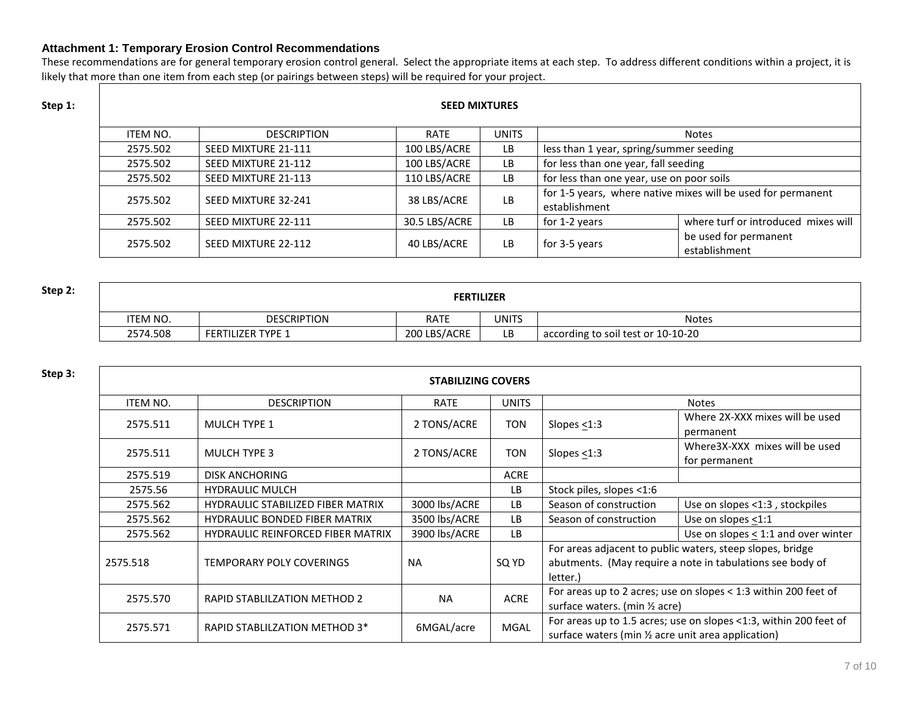**Attachment 1: Temporary Erosion Control Recommendations**

These recommendations are for general temporary erosion control general. Select the appropriate items at each step. To address different conditions within a project, it is likely that more than one item from each step (or pairings between steps) will be required for your project.

**Step 1:**

| SEED MIXTURES | | | | | |
|---|---|---|---|---|---|
| ITEM NO. | DESCRIPTION | RATE | UNITS | Notes | |
| 2575.502 | SEED MIXTURE 21-111 | 100 LBS/ACRE | LB | less than 1 year, spring/summer seeding | |
| 2575.502 | SEED MIXTURE 21-112 | 100 LBS/ACRE | LB | for less than one year, fall seeding | |
| 2575.502 | SEED MIXTURE 21-113 | 110 LBS/ACRE | LB | for less than one year, use on poor soils | |
| 2575.502 | SEED MIXTURE 32-241 | 38 LBS/ACRE | LB | for 1-5 years, where native mixes will be used for permanent establishment | |
| 2575.502 | SEED MIXTURE 22-111 | 30.5 LBS/ACRE | LB | for 1-2 years | where turf or introduced mixes will be used for permanent establishment |
| 2575.502 | SEED MIXTURE 22-112 | 40 LBS/ACRE | LB | for 3-5 years | |

**Step 2:**

| FERTILIZER | | | | |
|---|---|---|---|---|
| ITEM NO. | DESCRIPTION | RATE | UNITS | Notes |
| 2574.508 | FERTILIZER TYPE 1 | 200 LBS/ACRE | LB | according to soil test or 10-10-20 |

**Step 3:**

| STABILIZING COVERS | | | | | |
|---|---|---|---|---|---|
| ITEM NO. | DESCRIPTION | RATE | UNITS | Notes | |
| 2575.511 | MULCH TYPE 1 | 2 TONS/ACRE | TON | Slopes ≤1:3 | Where 2X-XXX mixes will be used permanent |
| 2575.511 | MULCH TYPE 3 | 2 TONS/ACRE | TON | Slopes ≤1:3 | Where3X-XXX mixes will be used for permanent |
| 2575.519 | DISK ANCHORING | | ACRE | | |
| 2575.56 | HYDRAULIC MULCH | | LB | Stock piles, slopes <1:6 | |
| 2575.562 | HYDRAULIC STABILIZED FIBER MATRIX | 3000 lbs/ACRE | LB | Season of construction | Use on slopes <1:3 , stockpiles |
| 2575.562 | HYDRAULIC BONDED FIBER MATRIX | 3500 lbs/ACRE | LB | Season of construction | Use on slopes ≤1:1 |
| 2575.562 | HYDRAULIC REINFORCED FIBER MATRIX | 3900 lbs/ACRE | LB | | Use on slopes ≤ 1:1 and over winter |
| 2575.518 | TEMPORARY POLY COVERINGS | NA | SQ YD | For areas adjacent to public waters, steep slopes, bridge abutments. (May require a note in tabulations see body of letter.) | |
| 2575.570 | RAPID STABLILZATION METHOD 2 | NA | ACRE | For areas up to 2 acres; use on slopes < 1:3 within 200 feet of surface waters. (min ½ acre) | |
| 2575.571 | RAPID STABLILZATION METHOD 3* | 6MGAL/acre | MGAL | For areas up to 1.5 acres; use on slopes <1:3, within 200 feet of surface waters (min ½ acre unit area application) | |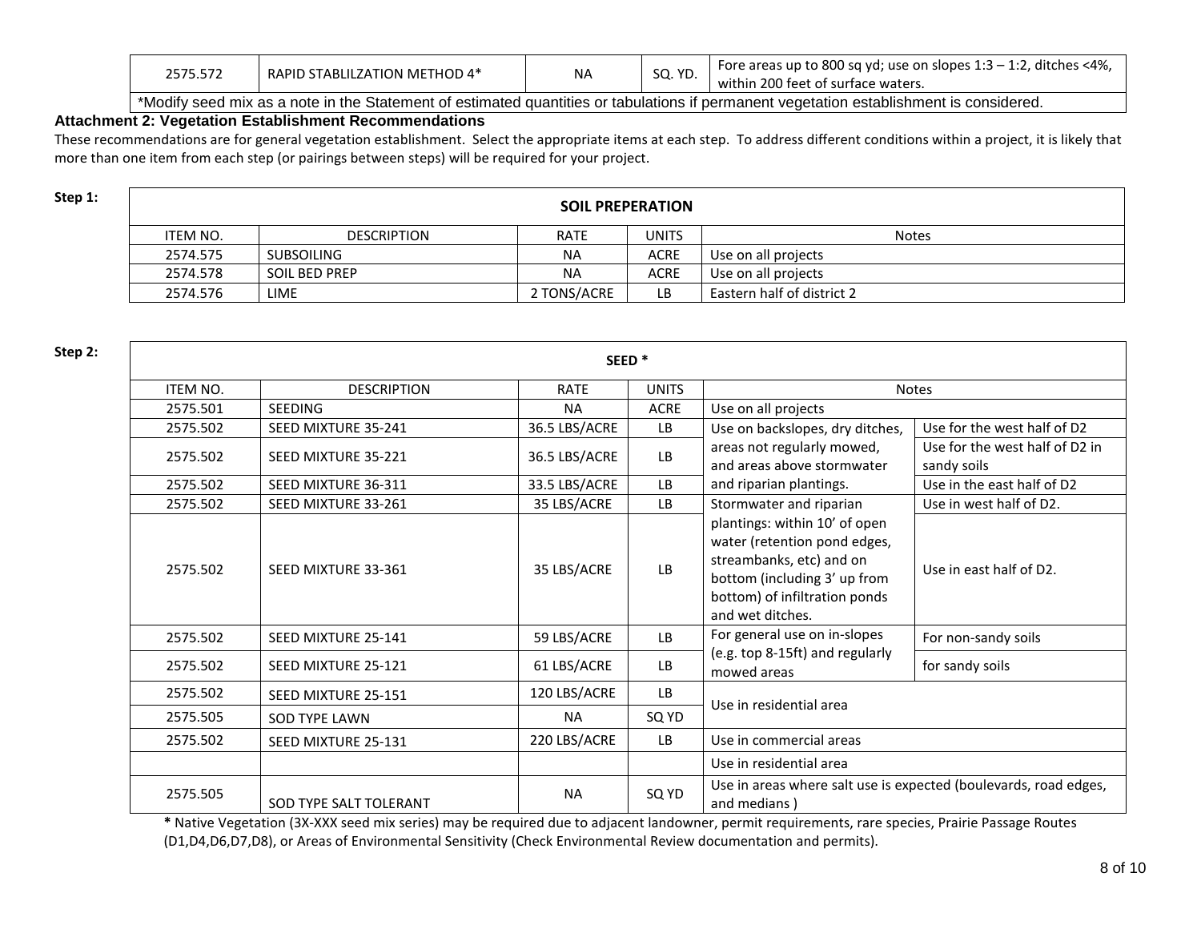| 2575.572 | RAPID STABLILZATION METHOD 4* | NA | SQ. YD. | Fore areas up to 800 sq yd; use on slopes 1:3 – 1:2, ditches <4%, within 200 feet of surface waters. |
|---|---|---|---|---|

*Modify seed mix as a note in the Statement of estimated quantities or tabulations if permanent vegetation establishment is considered.

**Attachment 2: Vegetation Establishment Recommendations**

These recommendations are for general vegetation establishment. Select the appropriate items at each step. To address different conditions within a project, it is likely that more than one item from each step (or pairings between steps) will be required for your project.

**Step 1:**

| SOIL PREPERATION | | | | |
|---|---|---|---|---|
| ITEM NO. | DESCRIPTION | RATE | UNITS | Notes |
| 2574.575 | SUBSOILING | NA | ACRE | Use on all projects |
| 2574.578 | SOIL BED PREP | NA | ACRE | Use on all projects |
| 2574.576 | LIME | 2 TONS/ACRE | LB | Eastern half of district 2 |

**Step 2:**

| SEED * | | | | | |
|---|---|---|---|---|---|
| ITEM NO. | DESCRIPTION | RATE | UNITS | Notes | |
| 2575.501 | SEEDING | NA | ACRE | Use on all projects | |
| 2575.502 | SEED MIXTURE 35-241 | 36.5 LBS/ACRE | LB | Use on backslopes, dry ditches, areas not regularly mowed, and areas above stormwater and riparian plantings. | Use for the west half of D2 |
| 2575.502 | SEED MIXTURE 35-221 | 36.5 LBS/ACRE | LB | | Use for the west half of D2 in sandy soils |
| 2575.502 | SEED MIXTURE 36-311 | 33.5 LBS/ACRE | LB | | Use in the east half of D2 |
| 2575.502 | SEED MIXTURE 33-261 | 35 LBS/ACRE | LB | Stormwater and riparian plantings: within 10' of open water (retention pond edges, streambanks, etc) and on bottom (including 3' up from bottom) of infiltration ponds and wet ditches. | Use in west half of D2. |
| 2575.502 | SEED MIXTURE 33-361 | 35 LBS/ACRE | LB | | Use in east half of D2. |
| 2575.502 | SEED MIXTURE 25-141 | 59 LBS/ACRE | LB | For general use on in-slopes (e.g. top 8-15ft) and regularly mowed areas | For non-sandy soils |
| 2575.502 | SEED MIXTURE 25-121 | 61 LBS/ACRE | LB | | for sandy soils |
| 2575.502 | SEED MIXTURE 25-151 | 120 LBS/ACRE | LB | Use in residential area | |
| 2575.505 | SOD TYPE LAWN | NA | SQ YD | | |
| 2575.502 | SEED MIXTURE 25-131 | 220 LBS/ACRE | LB | Use in commercial areas | |
| | | | | Use in residential area | |
| 2575.505 | SOD TYPE SALT TOLERANT | NA | SQ YD | Use in areas where salt use is expected (boulevards, road edges, and medians ) | |

**\*** Native Vegetation (3X-XXX seed mix series) may be required due to adjacent landowner, permit requirements, rare species, Prairie Passage Routes (D1,D4,D6,D7,D8), or Areas of Environmental Sensitivity (Check Environmental Review documentation and permits).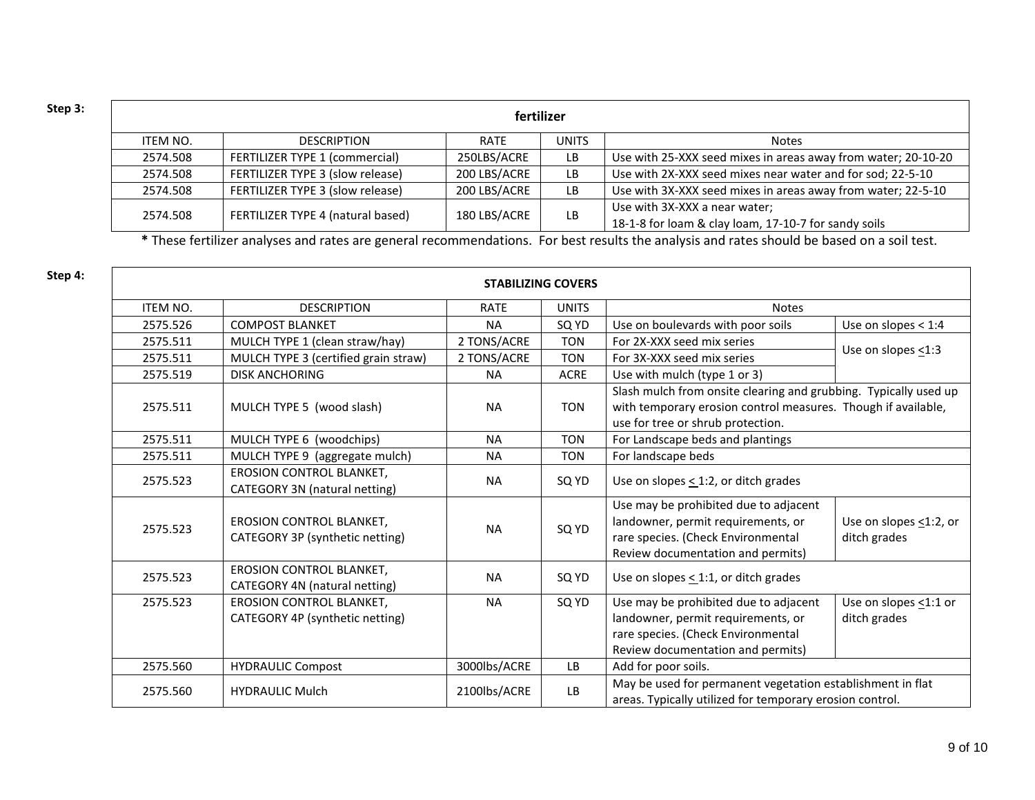**Step 3:**

| fertilizer | | | | |
|---|---|---|---|---|
| ITEM NO. | DESCRIPTION | RATE | UNITS | Notes |
| 2574.508 | FERTILIZER TYPE 1 (commercial) | 250LBS/ACRE | LB | Use with 25-XXX seed mixes in areas away from water; 20-10-20 |
| 2574.508 | FERTILIZER TYPE 3 (slow release) | 200 LBS/ACRE | LB | Use with 2X-XXX seed mixes near water and for sod; 22-5-10 |
| 2574.508 | FERTILIZER TYPE 3 (slow release) | 200 LBS/ACRE | LB | Use with 3X-XXX seed mixes in areas away from water; 22-5-10 |
| 2574.508 | FERTILIZER TYPE 4 (natural based) | 180 LBS/ACRE | LB | Use with 3X-XXX a near water; 18-1-8 for loam & clay loam, 17-10-7 for sandy soils |

**\*** These fertilizer analyses and rates are general recommendations. For best results the analysis and rates should be based on a soil test.

**Step 4:**

| STABILIZING COVERS | | | | | |
|---|---|---|---|---|---|
| ITEM NO. | DESCRIPTION | RATE | UNITS | Notes | |
| 2575.526 | COMPOST BLANKET | NA | SQ YD | Use on boulevards with poor soils | Use on slopes < 1:4 |
| 2575.511 | MULCH TYPE 1 (clean straw/hay) | 2 TONS/ACRE | TON | For 2X-XXX seed mix series | Use on slopes ≤1:3 |
| 2575.511 | MULCH TYPE 3 (certified grain straw) | 2 TONS/ACRE | TON | For 3X-XXX seed mix series | |
| 2575.519 | DISK ANCHORING | NA | ACRE | Use with mulch (type 1 or 3) | |
| 2575.511 | MULCH TYPE 5 (wood slash) | NA | TON | Slash mulch from onsite clearing and grubbing. Typically used up with temporary erosion control measures. Though if available, use for tree or shrub protection. | |
| 2575.511 | MULCH TYPE 6 (woodchips) | NA | TON | For Landscape beds and plantings | |
| 2575.511 | MULCH TYPE 9 (aggregate mulch) | NA | TON | For landscape beds | |
| 2575.523 | EROSION CONTROL BLANKET, CATEGORY 3N (natural netting) | NA | SQ YD | Use on slopes ≤ 1:2, or ditch grades | |
| 2575.523 | EROSION CONTROL BLANKET, CATEGORY 3P (synthetic netting) | NA | SQ YD | Use may be prohibited due to adjacent landowner, permit requirements, or rare species. (Check Environmental Review documentation and permits) | Use on slopes ≤1:2, or ditch grades |
| 2575.523 | EROSION CONTROL BLANKET, CATEGORY 4N (natural netting) | NA | SQ YD | Use on slopes ≤ 1:1, or ditch grades | |
| 2575.523 | EROSION CONTROL BLANKET, CATEGORY 4P (synthetic netting) | NA | SQ YD | Use may be prohibited due to adjacent landowner, permit requirements, or rare species. (Check Environmental Review documentation and permits) | Use on slopes ≤1:1 or ditch grades |
| 2575.560 | HYDRAULIC Compost | 3000lbs/ACRE | LB | Add for poor soils. | |
| 2575.560 | HYDRAULIC Mulch | 2100lbs/ACRE | LB | May be used for permanent vegetation establishment in flat areas. Typically utilized for temporary erosion control. | |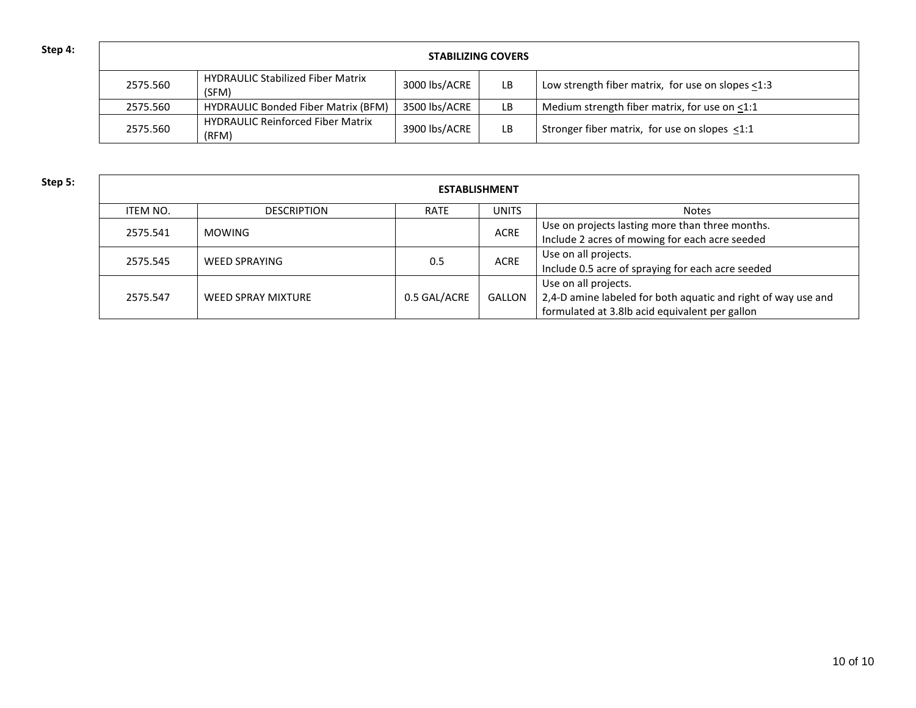**Step 4:**

| STABILIZING COVERS | | | | |
|---|---|---|---|---|
| 2575.560 | HYDRAULIC Stabilized Fiber Matrix (SFM) | 3000 lbs/ACRE | LB | Low strength fiber matrix, for use on slopes ≤1:3 |
| 2575.560 | HYDRAULIC Bonded Fiber Matrix (BFM) | 3500 lbs/ACRE | LB | Medium strength fiber matrix, for use on ≤1:1 |
| 2575.560 | HYDRAULIC Reinforced Fiber Matrix (RFM) | 3900 lbs/ACRE | LB | Stronger fiber matrix, for use on slopes ≤1:1 |

**Step 5:**

| ESTABLISHMENT | | | | |
|---|---|---|---|---|
| ITEM NO. | DESCRIPTION | RATE | UNITS | Notes |
| 2575.541 | MOWING | | ACRE | Use on projects lasting more than three months.<br>Include 2 acres of mowing for each acre seeded |
| 2575.545 | WEED SPRAYING | 0.5 | ACRE | Use on all projects.<br>Include 0.5 acre of spraying for each acre seeded |
| 2575.547 | WEED SPRAY MIXTURE | 0.5 GAL/ACRE | GALLON | Use on all projects.<br>2,4-D amine labeled for both aquatic and right of way use and formulated at 3.8lb acid equivalent per gallon |